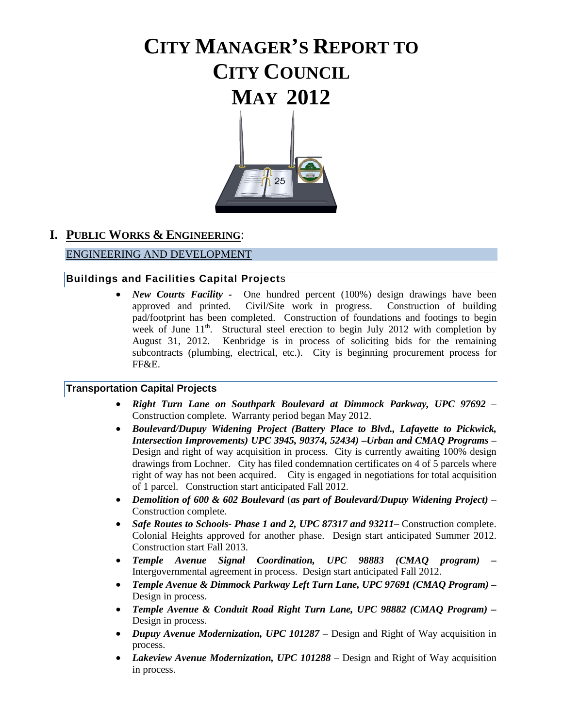# CITY MANAGER'S REPORT TO CITY COUNCIL MAY 2012

## I. PUBLIC WORKS & ENGINEERING:

### ENGINEERING AND DEVELOPMENT

#### Buildings and Facilities Capital Projects

- ***New Courts Facility*** - One hundred percent (100%) design drawings have been approved and printed. Civil/Site work in progress. Construction of building pad/footprint has been completed. Construction of foundations and footings to begin week of June 11th. Structural steel erection to begin July 2012 with completion by August 31, 2012. Kenbridge is in process of soliciting bids for the remaining subcontracts (plumbing, electrical, etc.). City is beginning procurement process for FF&E.

#### Transportation Capital Projects

- ***Right Turn Lane on Southpark Boulevard at Dimmock Parkway, UPC 97692*** – Construction complete. Warranty period began May 2012.
- ***Boulevard/Dupuy Widening Project (Battery Place to Blvd., Lafayette to Pickwick, Intersection Improvements) UPC 3945, 90374, 52434) –Urban and CMAQ Programs*** – Design and right of way acquisition in process. City is currently awaiting 100% design drawings from Lochner. City has filed condemnation certificates on 4 of 5 parcels where right of way has not been acquired. City is engaged in negotiations for total acquisition of 1 parcel. Construction start anticipated Fall 2012.
- ***Demolition of 600 & 602 Boulevard*** (***as part of Boulevard/Dupuy Widening Project)*** – Construction complete.
- ***Safe Routes to Schools- Phase 1 and 2, UPC 87317 and 93211–*** Construction complete. Colonial Heights approved for another phase. Design start anticipated Summer 2012. Construction start Fall 2013.
- ***Temple Avenue Signal Coordination, UPC 98883 (CMAQ program) –*** Intergovernmental agreement in process. Design start anticipated Fall 2012.
- ***Temple Avenue & Dimmock Parkway Left Turn Lane, UPC 97691 (CMAQ Program) –*** Design in process.
- ***Temple Avenue & Conduit Road Right Turn Lane, UPC 98882 (CMAQ Program) –*** Design in process.
- ***Dupuy Avenue Modernization, UPC 101287*** – Design and Right of Way acquisition in process.
- ***Lakeview Avenue Modernization, UPC 101288*** – Design and Right of Way acquisition in process.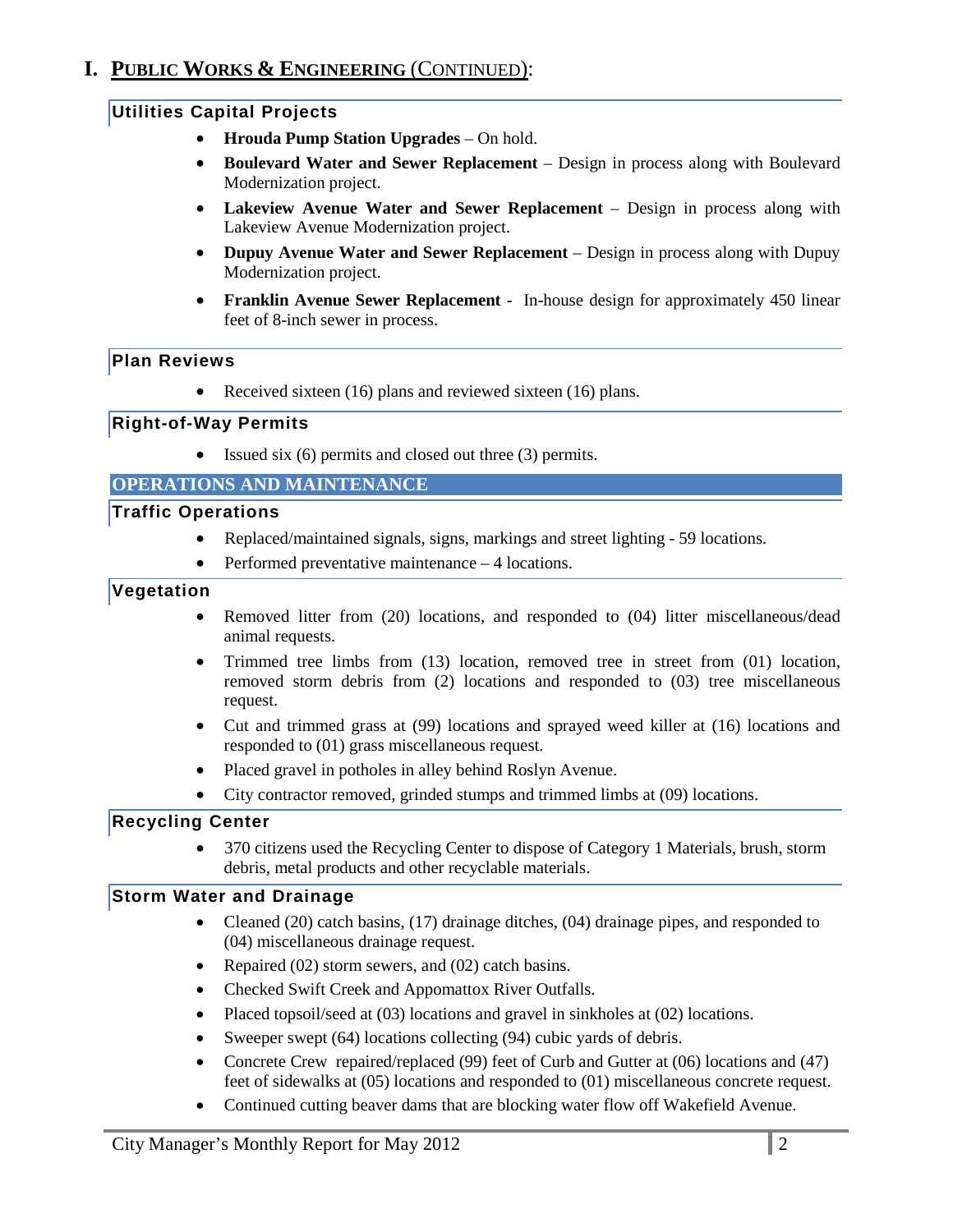# I. PUBLIC WORKS & ENGINEERING (CONTINUED):

## Utilities Capital Projects

- **Hrouda Pump Station Upgrades** – On hold.
- **Boulevard Water and Sewer Replacement** – Design in process along with Boulevard Modernization project.
- **Lakeview Avenue Water and Sewer Replacement** – Design in process along with Lakeview Avenue Modernization project.
- **Dupuy Avenue Water and Sewer Replacement** – Design in process along with Dupuy Modernization project.
- **Franklin Avenue Sewer Replacement** - In-house design for approximately 450 linear feet of 8-inch sewer in process.

## Plan Reviews

- Received sixteen (16) plans and reviewed sixteen (16) plans.

## Right-of-Way Permits

- Issued six (6) permits and closed out three (3) permits.

## OPERATIONS AND MAINTENANCE

### Traffic Operations

- Replaced/maintained signals, signs, markings and street lighting - 59 locations.
- Performed preventative maintenance – 4 locations.

### Vegetation

- Removed litter from (20) locations, and responded to (04) litter miscellaneous/dead animal requests.
- Trimmed tree limbs from (13) location, removed tree in street from (01) location, removed storm debris from (2) locations and responded to (03) tree miscellaneous request.
- Cut and trimmed grass at (99) locations and sprayed weed killer at (16) locations and responded to (01) grass miscellaneous request.
- Placed gravel in potholes in alley behind Roslyn Avenue.
- City contractor removed, grinded stumps and trimmed limbs at (09) locations.

### Recycling Center

- 370 citizens used the Recycling Center to dispose of Category 1 Materials, brush, storm debris, metal products and other recyclable materials.

### Storm Water and Drainage

- Cleaned (20) catch basins, (17) drainage ditches, (04) drainage pipes, and responded to (04) miscellaneous drainage request.
- Repaired (02) storm sewers, and (02) catch basins.
- Checked Swift Creek and Appomattox River Outfalls.
- Placed topsoil/seed at (03) locations and gravel in sinkholes at (02) locations.
- Sweeper swept (64) locations collecting (94) cubic yards of debris.
- Concrete Crew repaired/replaced (99) feet of Curb and Gutter at (06) locations and (47) feet of sidewalks at (05) locations and responded to (01) miscellaneous concrete request.
- Continued cutting beaver dams that are blocking water flow off Wakefield Avenue.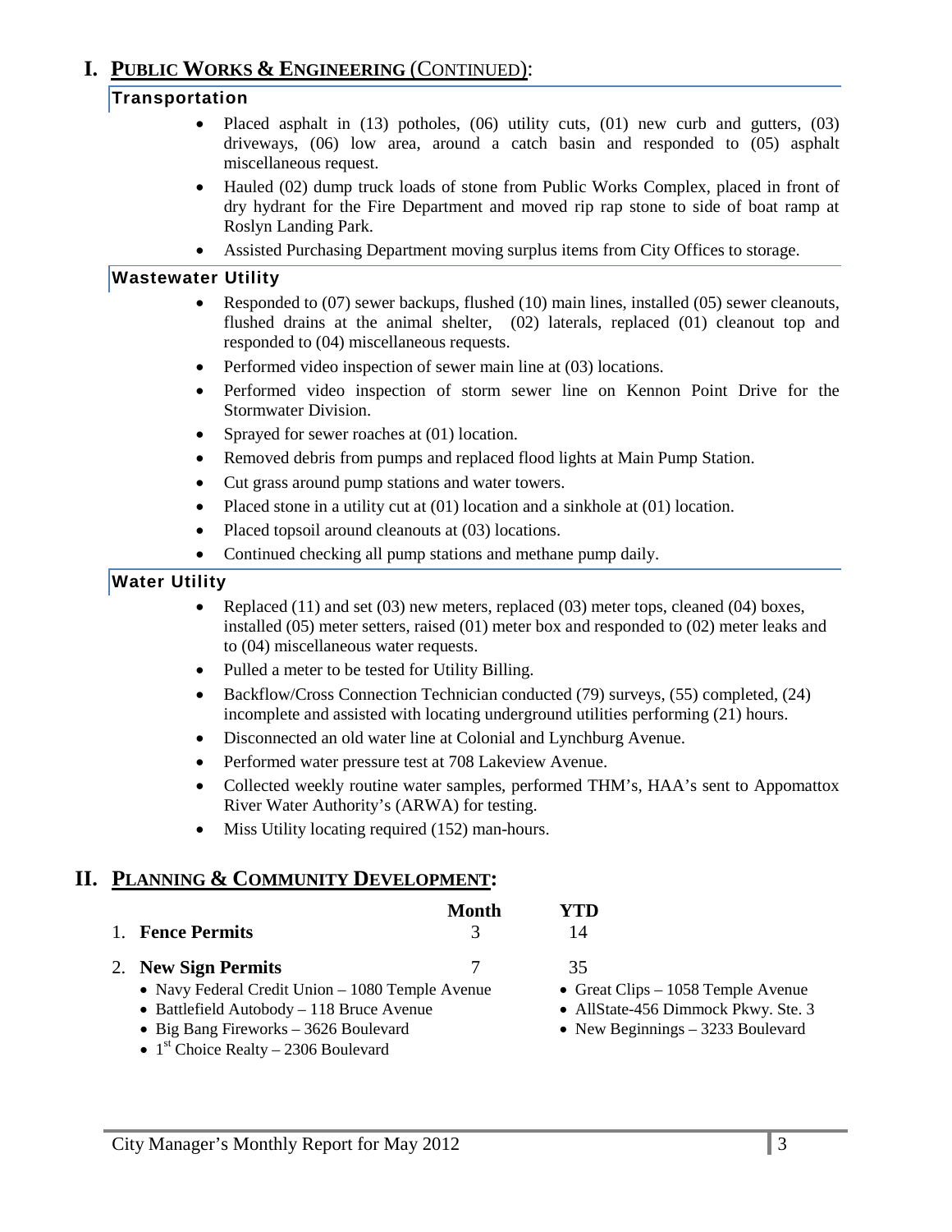# I. PUBLIC WORKS & ENGINEERING (CONTINUED):

### Transportation

- Placed asphalt in (13) potholes, (06) utility cuts, (01) new curb and gutters, (03) driveways, (06) low area, around a catch basin and responded to (05) asphalt miscellaneous request.
- Hauled (02) dump truck loads of stone from Public Works Complex, placed in front of dry hydrant for the Fire Department and moved rip rap stone to side of boat ramp at Roslyn Landing Park.
- Assisted Purchasing Department moving surplus items from City Offices to storage.

### Wastewater Utility

- Responded to (07) sewer backups, flushed (10) main lines, installed (05) sewer cleanouts, flushed drains at the animal shelter, (02) laterals, replaced (01) cleanout top and responded to (04) miscellaneous requests.
- Performed video inspection of sewer main line at (03) locations.
- Performed video inspection of storm sewer line on Kennon Point Drive for the Stormwater Division.
- Sprayed for sewer roaches at (01) location.
- Removed debris from pumps and replaced flood lights at Main Pump Station.
- Cut grass around pump stations and water towers.
- Placed stone in a utility cut at (01) location and a sinkhole at (01) location.
- Placed topsoil around cleanouts at (03) locations.
- Continued checking all pump stations and methane pump daily.

### Water Utility

- Replaced (11) and set (03) new meters, replaced (03) meter tops, cleaned (04) boxes, installed (05) meter setters, raised (01) meter box and responded to (02) meter leaks and to (04) miscellaneous water requests.
- Pulled a meter to be tested for Utility Billing.
- Backflow/Cross Connection Technician conducted (79) surveys, (55) completed, (24) incomplete and assisted with locating underground utilities performing (21) hours.
- Disconnected an old water line at Colonial and Lynchburg Avenue.
- Performed water pressure test at 708 Lakeview Avenue.
- Collected weekly routine water samples, performed THM's, HAA's sent to Appomattox River Water Authority's (ARWA) for testing.
- Miss Utility locating required (152) man-hours.

# II. PLANNING & COMMUNITY DEVELOPMENT:

| | Month | YTD |
|---|---|---|
| 1. **Fence Permits** | 3 | 14 |
| 2. **New Sign Permits** | 7 | 35 |

- Navy Federal Credit Union – 1080 Temple Avenue
- Battlefield Autobody – 118 Bruce Avenue
- Big Bang Fireworks – 3626 Boulevard
- 1st Choice Realty – 2306 Boulevard
- Great Clips – 1058 Temple Avenue
- AllState-456 Dimmock Pkwy. Ste. 3
- New Beginnings – 3233 Boulevard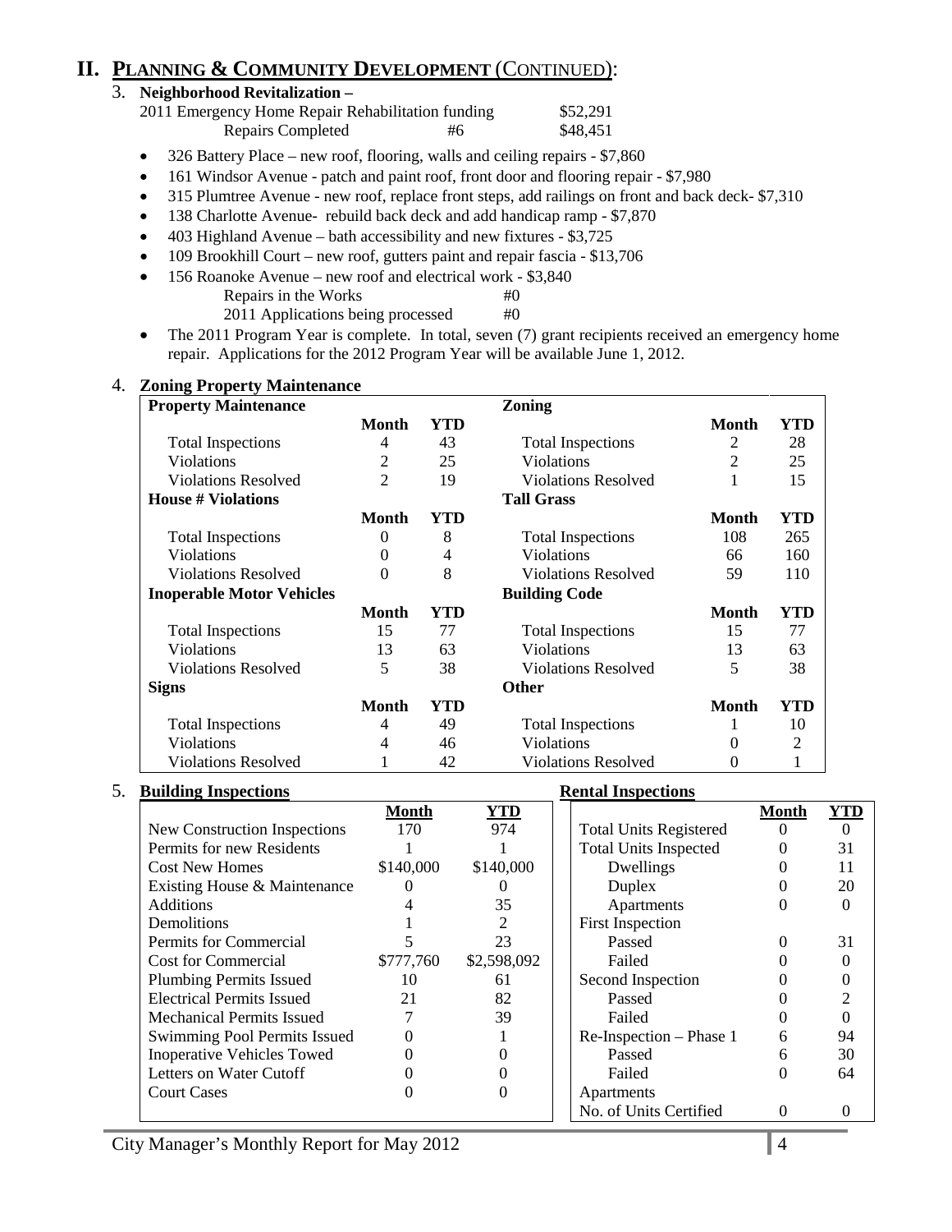# II. PLANNING & COMMUNITY DEVELOPMENT (CONTINUED):

## 3. Neighborhood Revitalization –

| | | |
|---|---|---|
| 2011 Emergency Home Repair Rehabilitation funding | | $52,291 |
| Repairs Completed | #6 | $48,451 |

- 326 Battery Place – new roof, flooring, walls and ceiling repairs - $7,860
- 161 Windsor Avenue - patch and paint roof, front door and flooring repair - $7,980
- 315 Plumtree Avenue - new roof, replace front steps, add railings on front and back deck- $7,310
- 138 Charlotte Avenue- rebuild back deck and add handicap ramp - $7,870
- 403 Highland Avenue – bath accessibility and new fixtures - $3,725
- 109 Brookhill Court – new roof, gutters paint and repair fascia - $13,706
- 156 Roanoke Avenue – new roof and electrical work - $3,840

| | |
|---|---|
| Repairs in the Works | #0 |
| 2011 Applications being processed | #0 |

- The 2011 Program Year is complete. In total, seven (7) grant recipients received an emergency home repair. Applications for the 2012 Program Year will be available June 1, 2012.

## 4. Zoning Property Maintenance

| Property Maintenance | Month | YTD | Zoning | Month | YTD |
|---|---|---|---|---|---|
| Total Inspections | 4 | 43 | Total Inspections | 2 | 28 |
| Violations | 2 | 25 | Violations | 2 | 25 |
| Violations Resolved | 2 | 19 | Violations Resolved | 1 | 15 |
| **House # Violations** | **Month** | **YTD** | **Tall Grass** | **Month** | **YTD** |
| Total Inspections | 0 | 8 | Total Inspections | 108 | 265 |
| Violations | 0 | 4 | Violations | 66 | 160 |
| Violations Resolved | 0 | 8 | Violations Resolved | 59 | 110 |
| **Inoperable Motor Vehicles** | **Month** | **YTD** | **Building Code** | **Month** | **YTD** |
| Total Inspections | 15 | 77 | Total Inspections | 15 | 77 |
| Violations | 13 | 63 | Violations | 13 | 63 |
| Violations Resolved | 5 | 38 | Violations Resolved | 5 | 38 |
| **Signs** | **Month** | **YTD** | **Other** | **Month** | **YTD** |
| Total Inspections | 4 | 49 | Total Inspections | 1 | 10 |
| Violations | 4 | 46 | Violations | 0 | 2 |
| Violations Resolved | 1 | 42 | Violations Resolved | 0 | 1 |

## 5. Building Inspections

| Building Inspections | Month | YTD |
|---|---|---|
| New Construction Inspections | 170 | 974 |
| Permits for new Residents | 1 | 1 |
| Cost New Homes | $140,000 | $140,000 |
| Existing House & Maintenance | 0 | 0 |
| Additions | 4 | 35 |
| Demolitions | 1 | 2 |
| Permits for Commercial | 5 | 23 |
| Cost for Commercial | $777,760 | $2,598,092 |
| Plumbing Permits Issued | 10 | 61 |
| Electrical Permits Issued | 21 | 82 |
| Mechanical Permits Issued | 7 | 39 |
| Swimming Pool Permits Issued | 0 | 1 |
| Inoperative Vehicles Towed | 0 | 0 |
| Letters on Water Cutoff | 0 | 0 |
| Court Cases | 0 | 0 |

**Rental Inspections**

| Rental Inspections | Month | YTD |
|---|---|---|
| Total Units Registered | 0 | 0 |
| Total Units Inspected | 0 | 31 |
| Dwellings | 0 | 11 |
| Duplex | 0 | 20 |
| Apartments | 0 | 0 |
| First Inspection | | |
| Passed | 0 | 31 |
| Failed | 0 | 0 |
| Second Inspection | 0 | 0 |
| Passed | 0 | 2 |
| Failed | 0 | 0 |
| Re-Inspection – Phase 1 | 6 | 94 |
| Passed | 6 | 30 |
| Failed | 0 | 64 |
| Apartments | | |
| No. of Units Certified | 0 | 0 |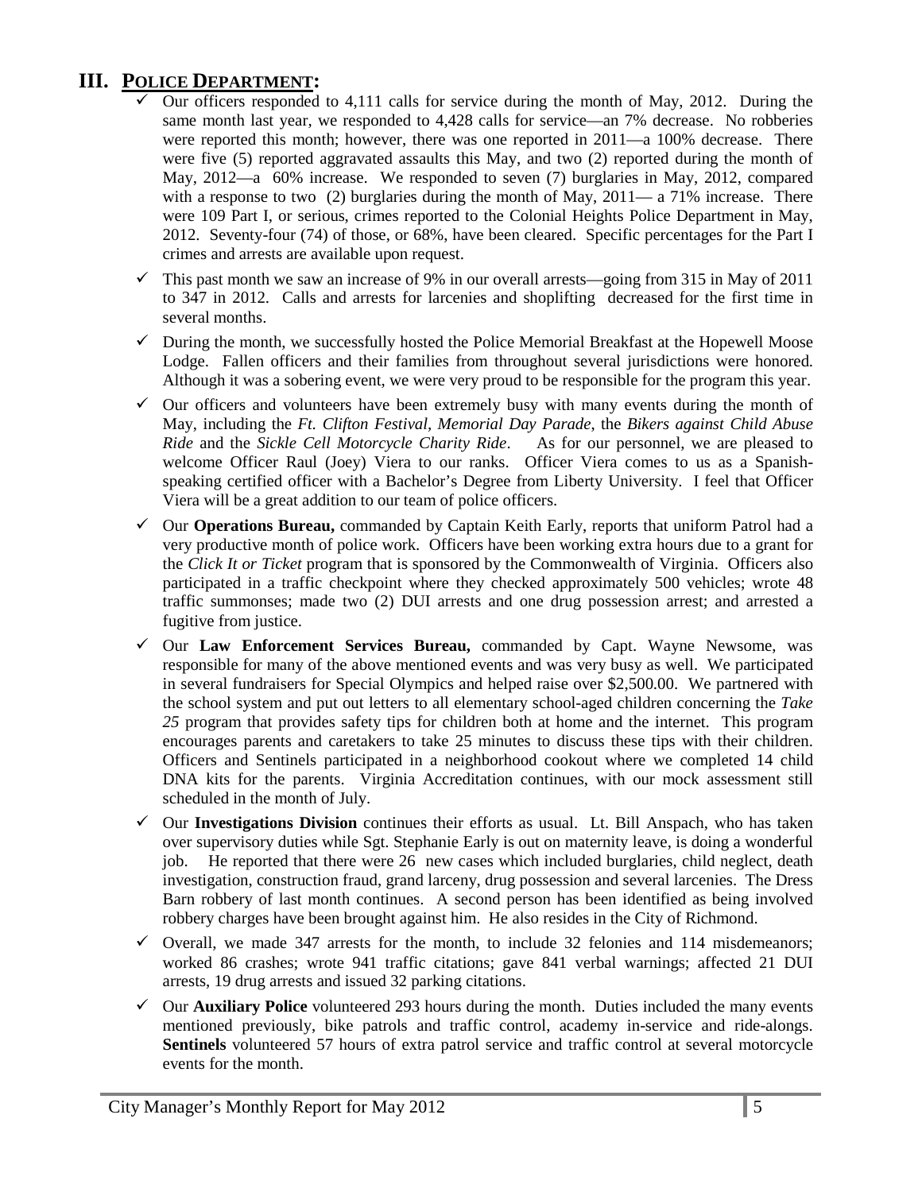## III. POLICE DEPARTMENT:

- Our officers responded to 4,111 calls for service during the month of May, 2012. During the same month last year, we responded to 4,428 calls for service—an 7% decrease. No robberies were reported this month; however, there was one reported in 2011—a 100% decrease. There were five (5) reported aggravated assaults this May, and two (2) reported during the month of May, 2012—a 60% increase. We responded to seven (7) burglaries in May, 2012, compared with a response to two (2) burglaries during the month of May, 2011— a 71% increase. There were 109 Part I, or serious, crimes reported to the Colonial Heights Police Department in May, 2012. Seventy-four (74) of those, or 68%, have been cleared. Specific percentages for the Part I crimes and arrests are available upon request.
- This past month we saw an increase of 9% in our overall arrests—going from 315 in May of 2011 to 347 in 2012. Calls and arrests for larcenies and shoplifting decreased for the first time in several months.
- During the month, we successfully hosted the Police Memorial Breakfast at the Hopewell Moose Lodge. Fallen officers and their families from throughout several jurisdictions were honored. Although it was a sobering event, we were very proud to be responsible for the program this year.
- Our officers and volunteers have been extremely busy with many events during the month of May, including the *Ft. Clifton Festival*, *Memorial Day Parade*, the *Bikers against Child Abuse Ride* and the *Sickle Cell Motorcycle Charity Ride*. As for our personnel, we are pleased to welcome Officer Raul (Joey) Viera to our ranks. Officer Viera comes to us as a Spanish-speaking certified officer with a Bachelor's Degree from Liberty University. I feel that Officer Viera will be a great addition to our team of police officers.
- Our **Operations Bureau,** commanded by Captain Keith Early, reports that uniform Patrol had a very productive month of police work. Officers have been working extra hours due to a grant for the *Click It or Ticket* program that is sponsored by the Commonwealth of Virginia. Officers also participated in a traffic checkpoint where they checked approximately 500 vehicles; wrote 48 traffic summonses; made two (2) DUI arrests and one drug possession arrest; and arrested a fugitive from justice.
- Our **Law Enforcement Services Bureau,** commanded by Capt. Wayne Newsome, was responsible for many of the above mentioned events and was very busy as well. We participated in several fundraisers for Special Olympics and helped raise over $2,500.00. We partnered with the school system and put out letters to all elementary school-aged children concerning the *Take 25* program that provides safety tips for children both at home and the internet. This program encourages parents and caretakers to take 25 minutes to discuss these tips with their children. Officers and Sentinels participated in a neighborhood cookout where we completed 14 child DNA kits for the parents. Virginia Accreditation continues, with our mock assessment still scheduled in the month of July.
- Our **Investigations Division** continues their efforts as usual. Lt. Bill Anspach, who has taken over supervisory duties while Sgt. Stephanie Early is out on maternity leave, is doing a wonderful job. He reported that there were 26 new cases which included burglaries, child neglect, death investigation, construction fraud, grand larceny, drug possession and several larcenies. The Dress Barn robbery of last month continues. A second person has been identified as being involved robbery charges have been brought against him. He also resides in the City of Richmond.
- Overall, we made 347 arrests for the month, to include 32 felonies and 114 misdemeanors; worked 86 crashes; wrote 941 traffic citations; gave 841 verbal warnings; affected 21 DUI arrests, 19 drug arrests and issued 32 parking citations.
- Our **Auxiliary Police** volunteered 293 hours during the month. Duties included the many events mentioned previously, bike patrols and traffic control, academy in-service and ride-alongs. **Sentinels** volunteered 57 hours of extra patrol service and traffic control at several motorcycle events for the month.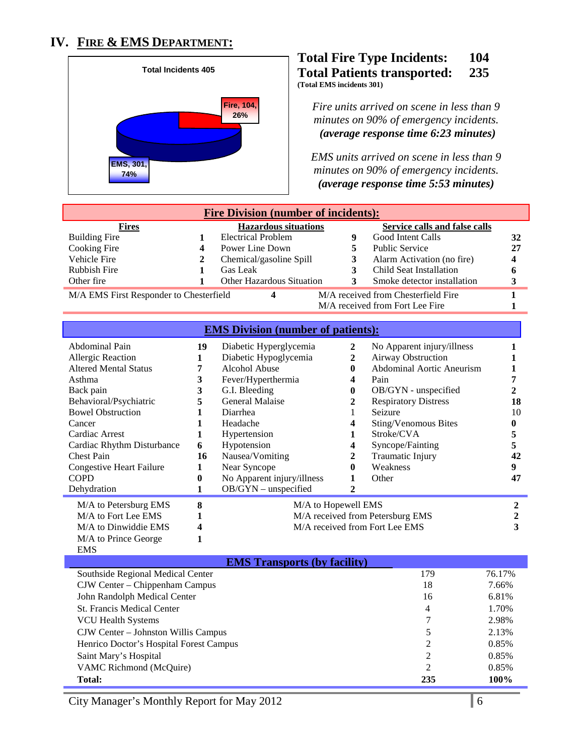## IV. FIRE & EMS DEPARTMENT:

Total Incidents 405

Fire, 104, 26%

EMS, 301, 74%

**Total Fire Type Incidents: 104**
**Total Patients transported: 235**
**(Total EMS incidents 301)**

*Fire units arrived on scene in less than 9 minutes on 90% of emergency incidents.*
***(average response time 6:23 minutes)***

*EMS units arrived on scene in less than 9 minutes on 90% of emergency incidents.*
***(average response time 5:53 minutes)***

### Fire Division (number of incidents):

| Fires | | Hazardous situations | | Service calls and false calls | |
|---|---|---|---|---|---|
| Building Fire | 1 | Electrical Problem | 9 | Good Intent Calls | 32 |
| Cooking Fire | 4 | Power Line Down | 5 | Public Service | 27 |
| Vehicle Fire | 2 | Chemical/gasoline Spill | 3 | Alarm Activation (no fire) | 4 |
| Rubbish Fire | 1 | Gas Leak | 3 | Child Seat Installation | 6 |
| Other fire | 1 | Other Hazardous Situation | 3 | Smoke detector installation | 3 |

| | | | |
|---|---|---|---|
| M/A EMS First Responder to Chesterfield | 4 | M/A received from Chesterfield Fire | 1 |
| | | M/A received from Fort Lee Fire | 1 |

### EMS Division (number of patients):

| | | | | | |
|---|---|---|---|---|---|
| Abdominal Pain | 19 | Diabetic Hyperglycemia | 2 | No Apparent injury/illness | 1 |
| Allergic Reaction | 1 | Diabetic Hypoglycemia | 2 | Airway Obstruction | 1 |
| Altered Mental Status | 7 | Alcohol Abuse | 0 | Abdominal Aortic Aneurism | 1 |
| Asthma | 3 | Fever/Hyperthermia | 4 | Pain | 7 |
| Back pain | 3 | G.I. Bleeding | 0 | OB/GYN - unspecified | 2 |
| Behavioral/Psychiatric | 5 | General Malaise | 2 | Respiratory Distress | 18 |
| Bowel Obstruction | 1 | Diarrhea | 1 | Seizure | 10 |
| Cancer | 1 | Headache | 4 | Sting/Venomous Bites | 0 |
| Cardiac Arrest | 1 | Hypertension | 1 | Stroke/CVA | 5 |
| Cardiac Rhythm Disturbance | 6 | Hypotension | 4 | Syncope/Fainting | 5 |
| Chest Pain | 16 | Nausea/Vomiting | 2 | Traumatic Injury | 42 |
| Congestive Heart Failure | 1 | Near Syncope | 0 | Weakness | 9 |
| COPD | 0 | No Apparent injury/illness | 1 | Other | 47 |
| Dehydration | 1 | OB/GYN – unspecified | 2 | | |

| | | | |
|---|---|---|---|
| M/A to Petersburg EMS | 8 | M/A to Hopewell EMS | 2 |
| M/A to Fort Lee EMS | 1 | M/A received from Petersburg EMS | 2 |
| M/A to Dinwiddie EMS | 4 | M/A received from Fort Lee EMS | 3 |
| M/A to Prince George EMS | 1 | | |

### EMS Transports (by facility)

| Facility | Number | Percent |
|---|---|---|
| Southside Regional Medical Center | 179 | 76.17% |
| CJW Center – Chippenham Campus | 18 | 7.66% |
| John Randolph Medical Center | 16 | 6.81% |
| St. Francis Medical Center | 4 | 1.70% |
| VCU Health Systems | 7 | 2.98% |
| CJW Center – Johnston Willis Campus | 5 | 2.13% |
| Henrico Doctor's Hospital Forest Campus | 2 | 0.85% |
| Saint Mary's Hospital | 2 | 0.85% |
| VAMC Richmond (McQuire) | 2 | 0.85% |
| **Total:** | **235** | **100%** |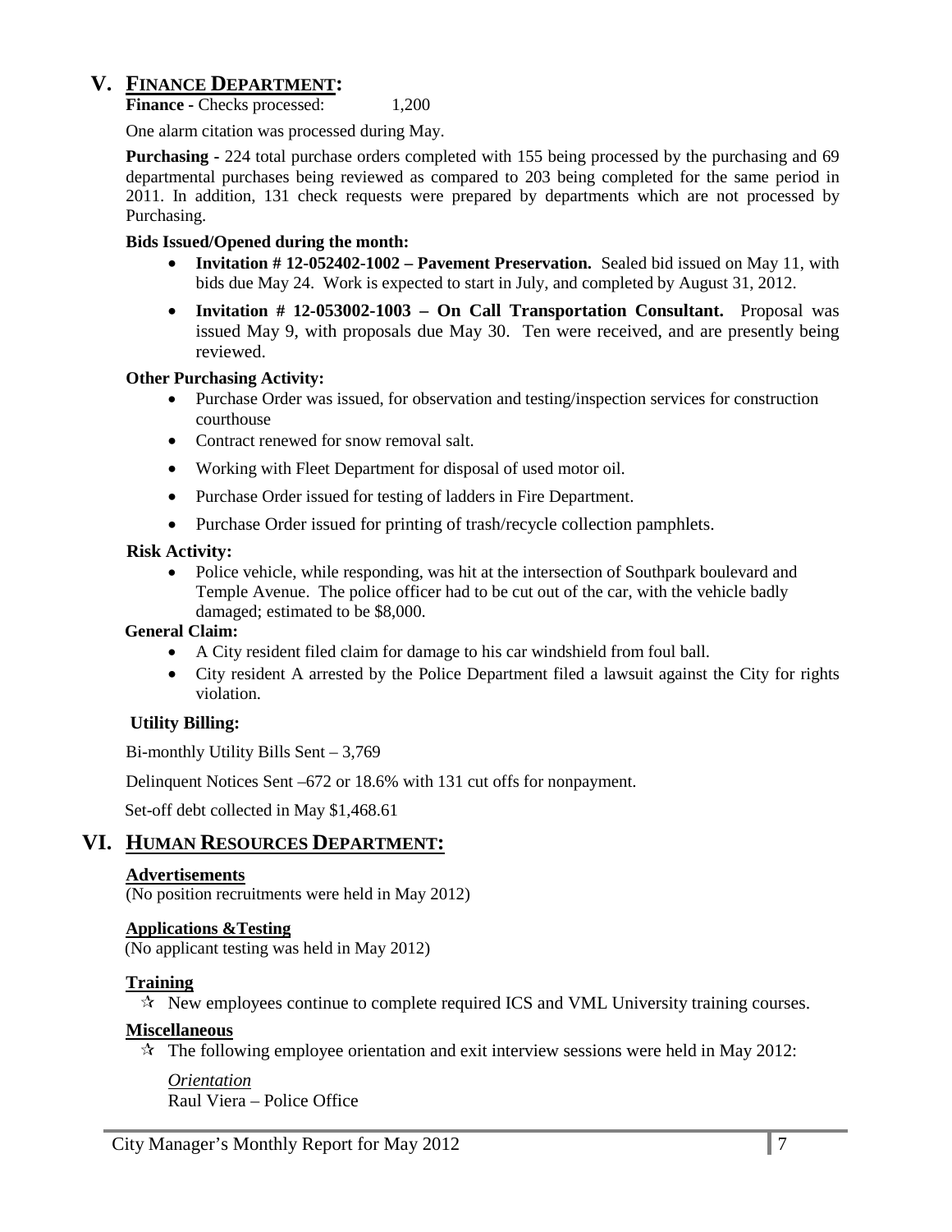# V. FINANCE DEPARTMENT:

**Finance -** Checks processed: 1,200

One alarm citation was processed during May.

**Purchasing -** 224 total purchase orders completed with 155 being processed by the purchasing and 69 departmental purchases being reviewed as compared to 203 being completed for the same period in 2011. In addition, 131 check requests were prepared by departments which are not processed by Purchasing.

**Bids Issued/Opened during the month:**

- **Invitation # 12-052402-1002 – Pavement Preservation.** Sealed bid issued on May 11, with bids due May 24. Work is expected to start in July, and completed by August 31, 2012.
- **Invitation # 12-053002-1003 – On Call Transportation Consultant.** Proposal was issued May 9, with proposals due May 30. Ten were received, and are presently being reviewed.

**Other Purchasing Activity:**

- Purchase Order was issued, for observation and testing/inspection services for construction courthouse
- Contract renewed for snow removal salt.
- Working with Fleet Department for disposal of used motor oil.
- Purchase Order issued for testing of ladders in Fire Department.
- Purchase Order issued for printing of trash/recycle collection pamphlets.

**Risk Activity:**

- Police vehicle, while responding, was hit at the intersection of Southpark boulevard and Temple Avenue. The police officer had to be cut out of the car, with the vehicle badly damaged; estimated to be $8,000.

**General Claim:**

- A City resident filed claim for damage to his car windshield from foul ball.
- City resident A arrested by the Police Department filed a lawsuit against the City for rights violation.

**Utility Billing:**

Bi-monthly Utility Bills Sent – 3,769

Delinquent Notices Sent –672 or 18.6% with 131 cut offs for nonpayment.

Set-off debt collected in May $1,468.61

# VI. HUMAN RESOURCES DEPARTMENT:

### Advertisements

(No position recruitments were held in May 2012)

### Applications &Testing

(No applicant testing was held in May 2012)

### Training

- ☆ New employees continue to complete required ICS and VML University training courses.

### Miscellaneous

- ☆ The following employee orientation and exit interview sessions were held in May 2012:

  *Orientation*
  Raul Viera – Police Office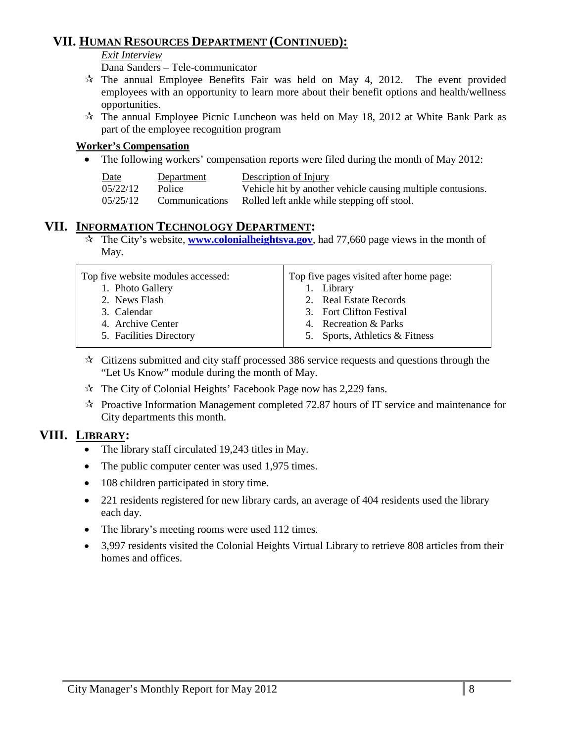## VII. HUMAN RESOURCES DEPARTMENT (CONTINUED):

*Exit Interview*

Dana Sanders – Tele-communicator

- ✰ The annual Employee Benefits Fair was held on May 4, 2012. The event provided employees with an opportunity to learn more about their benefit options and health/wellness opportunities.
- ✰ The annual Employee Picnic Luncheon was held on May 18, 2012 at White Bank Park as part of the employee recognition program

**Worker's Compensation**

- The following workers' compensation reports were filed during the month of May 2012:

| Date | Department | Description of Injury |
|---|---|---|
| 05/22/12 | Police | Vehicle hit by another vehicle causing multiple contusions. |
| 05/25/12 | Communications | Rolled left ankle while stepping off stool. |

## VII. INFORMATION TECHNOLOGY DEPARTMENT:

- ✰ The City's website, **www.colonialheightsva.gov**, had 77,660 page views in the month of May.

| Top five website modules accessed: | Top five pages visited after home page: |
|---|---|
| 1. Photo Gallery | 1. Library |
| 2. News Flash | 2. Real Estate Records |
| 3. Calendar | 3. Fort Clifton Festival |
| 4. Archive Center | 4. Recreation & Parks |
| 5. Facilities Directory | 5. Sports, Athletics & Fitness |

- ✰ Citizens submitted and city staff processed 386 service requests and questions through the "Let Us Know" module during the month of May.
- ✰ The City of Colonial Heights' Facebook Page now has 2,229 fans.
- ✰ Proactive Information Management completed 72.87 hours of IT service and maintenance for City departments this month.

## VIII. LIBRARY:

- The library staff circulated 19,243 titles in May.
- The public computer center was used 1,975 times.
- 108 children participated in story time.
- 221 residents registered for new library cards, an average of 404 residents used the library each day.
- The library's meeting rooms were used 112 times.
- 3,997 residents visited the Colonial Heights Virtual Library to retrieve 808 articles from their homes and offices.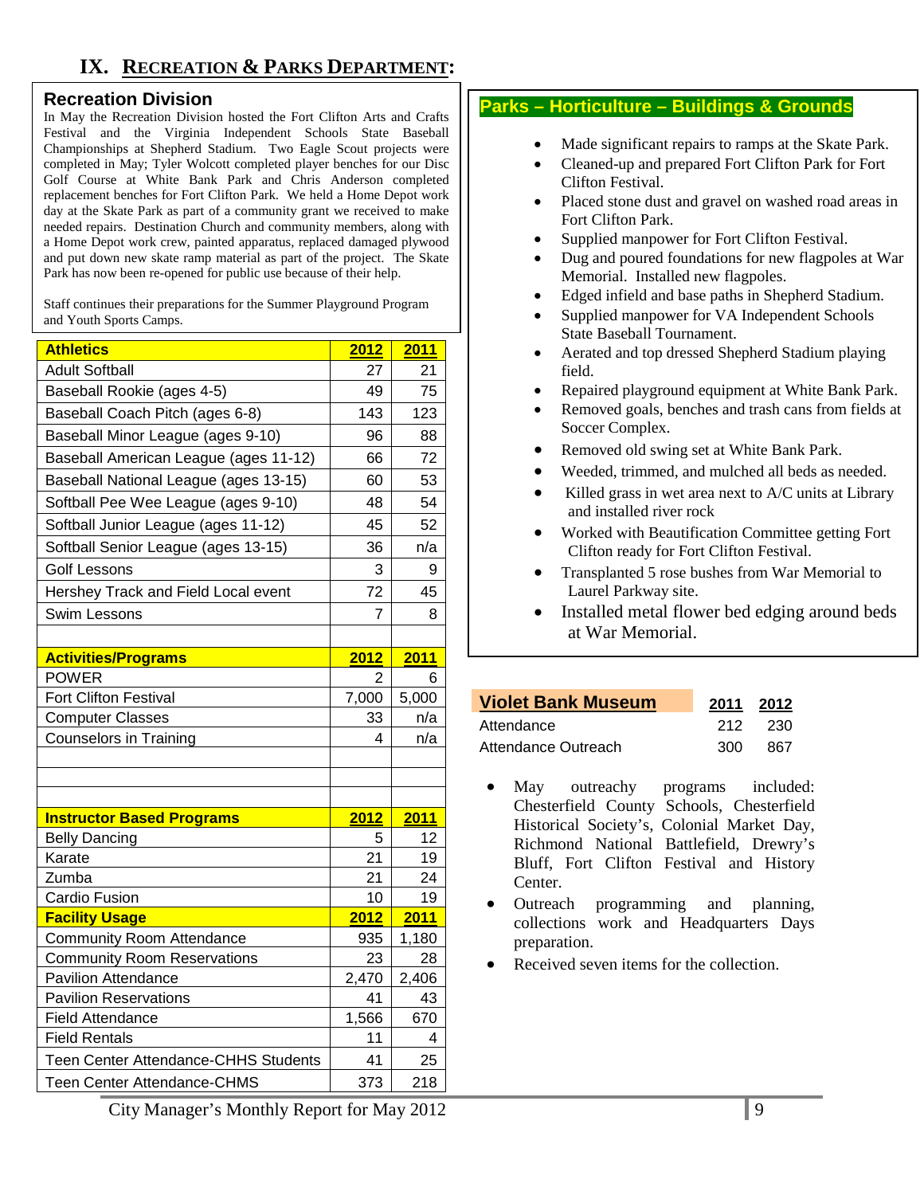# IX. Recreation & Parks Department:

## Recreation Division

In May the Recreation Division hosted the Fort Clifton Arts and Crafts Festival and the Virginia Independent Schools State Baseball Championships at Shepherd Stadium. Two Eagle Scout projects were completed in May; Tyler Wolcott completed player benches for our Disc Golf Course at White Bank Park and Chris Anderson completed replacement benches for Fort Clifton Park. We held a Home Depot work day at the Skate Park as part of a community grant we received to make needed repairs. Destination Church and community members, along with a Home Depot work crew, painted apparatus, replaced damaged plywood and put down new skate ramp material as part of the project. The Skate Park has now been re-opened for public use because of their help.

Staff continues their preparations for the Summer Playground Program and Youth Sports Camps.

| Athletics | 2012 | 2011 |
|---|---|---|
| Adult Softball | 27 | 21 |
| Baseball Rookie (ages 4-5) | 49 | 75 |
| Baseball Coach Pitch (ages 6-8) | 143 | 123 |
| Baseball Minor League (ages 9-10) | 96 | 88 |
| Baseball American League (ages 11-12) | 66 | 72 |
| Baseball National League (ages 13-15) | 60 | 53 |
| Softball Pee Wee League (ages 9-10) | 48 | 54 |
| Softball Junior League (ages 11-12) | 45 | 52 |
| Softball Senior League (ages 13-15) | 36 | n/a |
| Golf Lessons | 3 | 9 |
| Hershey Track and Field Local event | 72 | 45 |
| Swim Lessons | 7 | 8 |
| | | |
| **Activities/Programs** | **2012** | **2011** |
| POWER | 2 | 6 |
| Fort Clifton Festival | 7,000 | 5,000 |
| Computer Classes | 33 | n/a |
| Counselors in Training | 4 | n/a |
| | | |
| | | |
| | | |
| **Instructor Based Programs** | **2012** | **2011** |
| Belly Dancing | 5 | 12 |
| Karate | 21 | 19 |
| Zumba | 21 | 24 |
| Cardio Fusion | 10 | 19 |
| **Facility Usage** | **2012** | **2011** |
| Community Room Attendance | 935 | 1,180 |
| Community Room Reservations | 23 | 28 |
| Pavilion Attendance | 2,470 | 2,406 |
| Pavilion Reservations | 41 | 43 |
| Field Attendance | 1,566 | 670 |
| Field Rentals | 11 | 4 |
| Teen Center Attendance-CHHS Students | 41 | 25 |
| Teen Center Attendance-CHMS | 373 | 218 |

## Parks – Horticulture – Buildings & Grounds

- Made significant repairs to ramps at the Skate Park.
- Cleaned-up and prepared Fort Clifton Park for Fort Clifton Festival.
- Placed stone dust and gravel on washed road areas in Fort Clifton Park.
- Supplied manpower for Fort Clifton Festival.
- Dug and poured foundations for new flagpoles at War Memorial. Installed new flagpoles.
- Edged infield and base paths in Shepherd Stadium.
- Supplied manpower for VA Independent Schools State Baseball Tournament.
- Aerated and top dressed Shepherd Stadium playing field.
- Repaired playground equipment at White Bank Park.
- Removed goals, benches and trash cans from fields at Soccer Complex.
- Removed old swing set at White Bank Park.
- Weeded, trimmed, and mulched all beds as needed.
- Killed grass in wet area next to A/C units at Library and installed river rock
- Worked with Beautification Committee getting Fort Clifton ready for Fort Clifton Festival.
- Transplanted 5 rose bushes from War Memorial to Laurel Parkway site.
- Installed metal flower bed edging around beds at War Memorial.

| Violet Bank Museum | 2011 | 2012 |
|---|---|---|
| Attendance | 212 | 230 |
| Attendance Outreach | 300 | 867 |

- May outreachy programs included: Chesterfield County Schools, Chesterfield Historical Society's, Colonial Market Day, Richmond National Battlefield, Drewry's Bluff, Fort Clifton Festival and History Center.
- Outreach programming and planning, collections work and Headquarters Days preparation.
- Received seven items for the collection.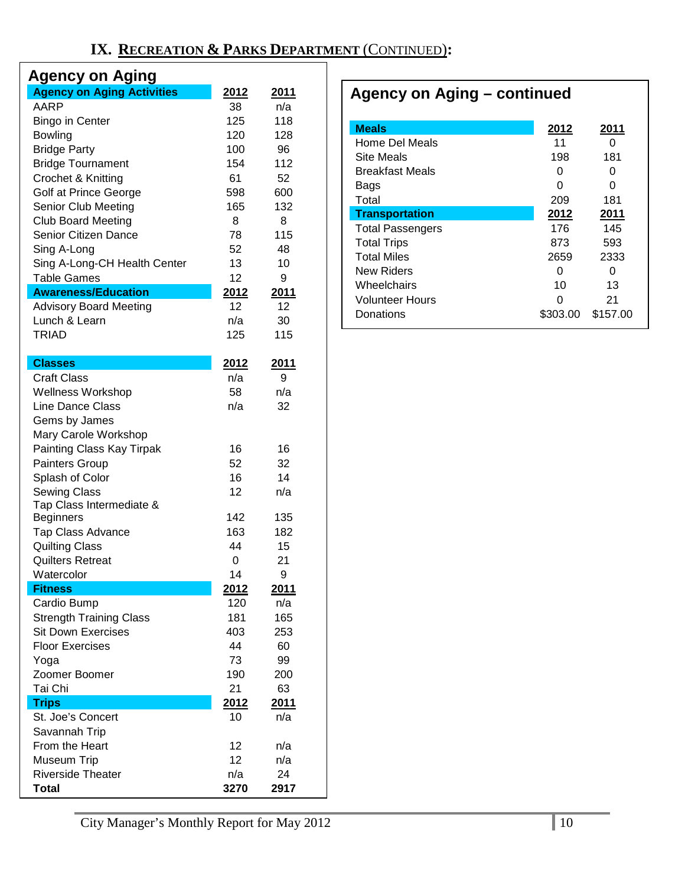## IX. RECREATION & PARKS DEPARTMENT (CONTINUED):

### Agency on Aging

| Agency on Aging Activities | 2012 | 2011 |
|---|---|---|
| AARP | 38 | n/a |
| Bingo in Center | 125 | 118 |
| Bowling | 120 | 128 |
| Bridge Party | 100 | 96 |
| Bridge Tournament | 154 | 112 |
| Crochet & Knitting | 61 | 52 |
| Golf at Prince George | 598 | 600 |
| Senior Club Meeting | 165 | 132 |
| Club Board Meeting | 8 | 8 |
| Senior Citizen Dance | 78 | 115 |
| Sing A-Long | 52 | 48 |
| Sing A-Long-CH Health Center | 13 | 10 |
| Table Games | 12 | 9 |
| **Awareness/Education** | **2012** | **2011** |
| Advisory Board Meeting | 12 | 12 |
| Lunch & Learn | n/a | 30 |
| TRIAD | 125 | 115 |
| **Classes** | **2012** | **2011** |
| Craft Class | n/a | 9 |
| Wellness Workshop | 58 | n/a |
| Line Dance Class | n/a | 32 |
| Gems by James | | |
| Mary Carole Workshop | | |
| Painting Class Kay Tirpak | 16 | 16 |
| Painters Group | 52 | 32 |
| Splash of Color | 16 | 14 |
| Sewing Class | 12 | n/a |
| Tap Class Intermediate & Beginners | 142 | 135 |
| Tap Class Advance | 163 | 182 |
| Quilting Class | 44 | 15 |
| Quilters Retreat | 0 | 21 |
| Watercolor | 14 | 9 |
| **Fitness** | **2012** | **2011** |
| Cardio Bump | 120 | n/a |
| Strength Training Class | 181 | 165 |
| Sit Down Exercises | 403 | 253 |
| Floor Exercises | 44 | 60 |
| Yoga | 73 | 99 |
| Zoomer Boomer | 190 | 200 |
| Tai Chi | 21 | 63 |
| **Trips** | **2012** | **2011** |
| St. Joe's Concert | 10 | n/a |
| Savannah Trip | | |
| From the Heart | 12 | n/a |
| Museum Trip | 12 | n/a |
| Riverside Theater | n/a | 24 |
| **Total** | **3270** | **2917** |

### Agency on Aging – continued

| Meals | 2012 | 2011 |
|---|---|---|
| Home Del Meals | 11 | 0 |
| Site Meals | 198 | 181 |
| Breakfast Meals | 0 | 0 |
| Bags | 0 | 0 |
| Total | 209 | 181 |
| **Transportation** | **2012** | **2011** |
| Total Passengers | 176 | 145 |
| Total Trips | 873 | 593 |
| Total Miles | 2659 | 2333 |
| New Riders | 0 | 0 |
| Wheelchairs | 10 | 13 |
| Volunteer Hours | 0 | 21 |
| Donations | $303.00 | $157.00 |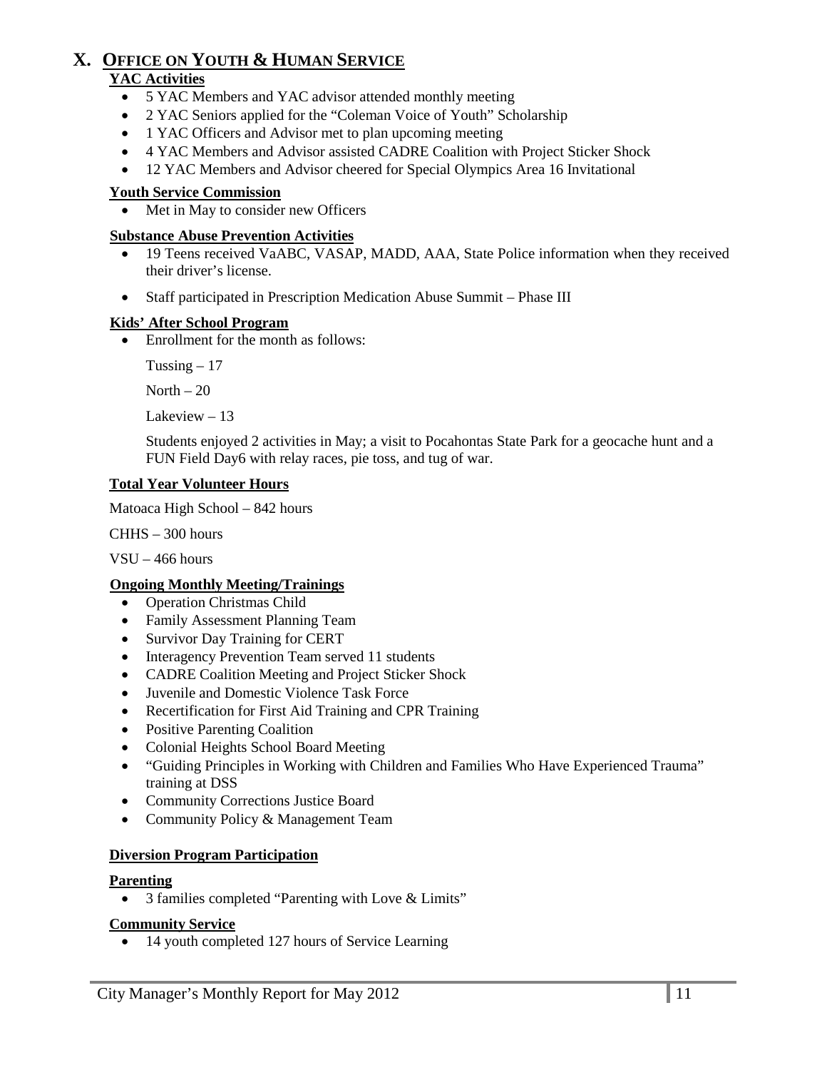# X. OFFICE ON YOUTH & HUMAN SERVICE

**YAC Activities**

- 5 YAC Members and YAC advisor attended monthly meeting
- 2 YAC Seniors applied for the "Coleman Voice of Youth" Scholarship
- 1 YAC Officers and Advisor met to plan upcoming meeting
- 4 YAC Members and Advisor assisted CADRE Coalition with Project Sticker Shock
- 12 YAC Members and Advisor cheered for Special Olympics Area 16 Invitational

**Youth Service Commission**

- Met in May to consider new Officers

**Substance Abuse Prevention Activities**

- 19 Teens received VaABC, VASAP, MADD, AAA, State Police information when they received their driver's license.
- Staff participated in Prescription Medication Abuse Summit – Phase III

**Kids' After School Program**

- Enrollment for the month as follows:

  Tussing – 17

  North – 20

  Lakeview – 13

  Students enjoyed 2 activities in May; a visit to Pocahontas State Park for a geocache hunt and a FUN Field Day6 with relay races, pie toss, and tug of war.

**Total Year Volunteer Hours**

Matoaca High School – 842 hours

CHHS – 300 hours

VSU – 466 hours

**Ongoing Monthly Meeting/Trainings**

- Operation Christmas Child
- Family Assessment Planning Team
- Survivor Day Training for CERT
- Interagency Prevention Team served 11 students
- CADRE Coalition Meeting and Project Sticker Shock
- Juvenile and Domestic Violence Task Force
- Recertification for First Aid Training and CPR Training
- Positive Parenting Coalition
- Colonial Heights School Board Meeting
- "Guiding Principles in Working with Children and Families Who Have Experienced Trauma" training at DSS
- Community Corrections Justice Board
- Community Policy & Management Team

**Diversion Program Participation**

**Parenting**

- 3 families completed "Parenting with Love & Limits"

**Community Service**

- 14 youth completed 127 hours of Service Learning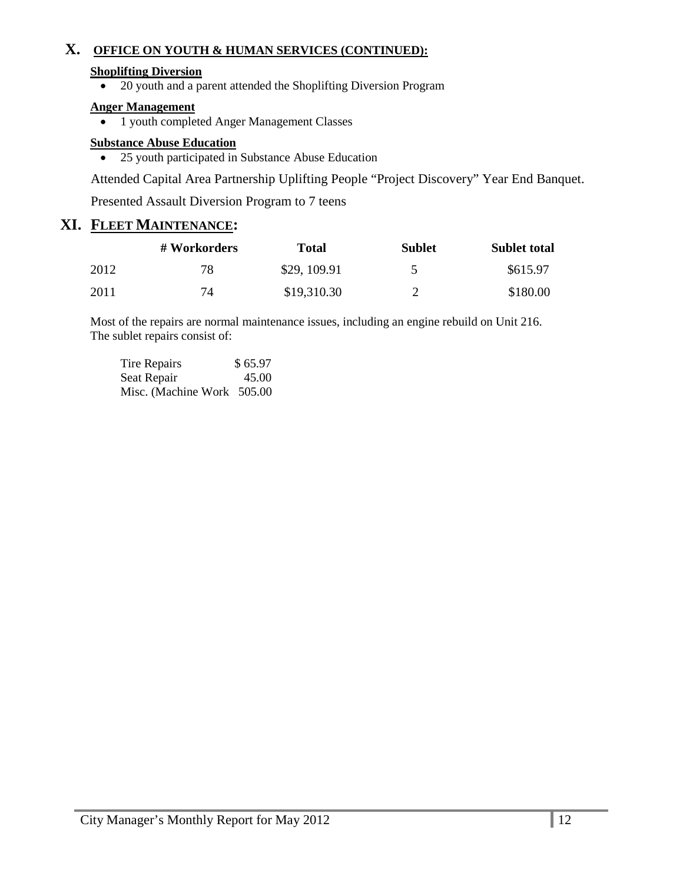## X. OFFICE ON YOUTH & HUMAN SERVICES (CONTINUED):

**Shoplifting Diversion**

- 20 youth and a parent attended the Shoplifting Diversion Program

**Anger Management**

- 1 youth completed Anger Management Classes

**Substance Abuse Education**

- 25 youth participated in Substance Abuse Education

Attended Capital Area Partnership Uplifting People "Project Discovery" Year End Banquet.

Presented Assault Diversion Program to 7 teens

## XI. FLEET MAINTENANCE:

| | # Workorders | Total | Sublet | Sublet total |
|---|---|---|---|---|
| 2012 | 78 | $29, 109.91 | 5 | $615.97 |
| 2011 | 74 | $19,310.30 | 2 | $180.00 |

Most of the repairs are normal maintenance issues, including an engine rebuild on Unit 216.
The sublet repairs consist of:

| | |
|---|---|
| Tire Repairs | $ 65.97 |
| Seat Repair | 45.00 |
| Misc. (Machine Work | 505.00 |